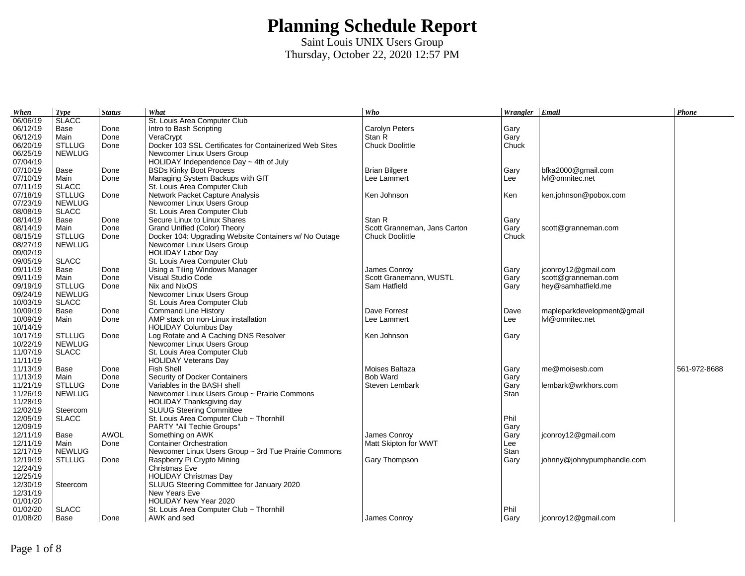# Planning Schedule Report

Saint Louis UNIX Users Group
Thursday, October 22, 2020 12:57 PM

| *When* | *Type* | *Status* | *What* | *Who* | *Wrangler* | *Email* | *Phone* |
|---|---|---|---|---|---|---|---|
| 06/06/19 | SLACC | | St. Louis Area Computer Club | | | | |
| 06/12/19 | Base | Done | Intro to Bash Scripting | Carolyn Peters | Gary | | |
| 06/12/19 | Main | Done | VeraCrypt | Stan R | Gary | | |
| 06/20/19 | STLLUG | Done | Docker 103 SSL Certificates for Containerized Web Sites | Chuck Doolittle | Chuck | | |
| 06/25/19 | NEWLUG | | Newcomer Linux Users Group | | | | |
| 07/04/19 | | | HOLIDAY Independence Day ~ 4th of July | | | | |
| 07/10/19 | Base | Done | BSDs Kinky Boot Process | Brian Bilgere | Gary | bfka2000@gmail.com | |
| 07/10/19 | Main | Done | Managing System Backups with GIT | Lee Lammert | Lee | lvl@omnitec.net | |
| 07/11/19 | SLACC | | St. Louis Area Computer Club | | | | |
| 07/18/19 | STLLUG | Done | Network Packet Capture Analysis | Ken Johnson | Ken | ken.johnson@pobox.com | |
| 07/23/19 | NEWLUG | | Newcomer Linux Users Group | | | | |
| 08/08/19 | SLACC | | St. Louis Area Computer Club | | | | |
| 08/14/19 | Base | Done | Secure Linux to Linux Shares | Stan R | Gary | | |
| 08/14/19 | Main | Done | Grand Unified (Color) Theory | Scott Granneman, Jans Carton | Gary | scott@granneman.com | |
| 08/15/19 | STLLUG | Done | Docker 104: Upgrading Website Containers w/ No Outage | Chuck Doolittle | Chuck | | |
| 08/27/19 | NEWLUG | | Newcomer Linux Users Group | | | | |
| 09/02/19 | | | HOLIDAY Labor Day | | | | |
| 09/05/19 | SLACC | | St. Louis Area Computer Club | | | | |
| 09/11/19 | Base | Done | Using a Tiling Windows Manager | James Conroy | Gary | jconroy12@gmail.com | |
| 09/11/19 | Main | Done | Visual Studio Code | Scott Granemann, WUSTL | Gary | scott@granneman.com | |
| 09/19/19 | STLLUG | Done | Nix and NixOS | Sam Hatfield | Gary | hey@samhatfield.me | |
| 09/24/19 | NEWLUG | | Newcomer Linux Users Group | | | | |
| 10/03/19 | SLACC | | St. Louis Area Computer Club | | | | |
| 10/09/19 | Base | Done | Command Line History | Dave Forrest | Dave | mapleparkdevelopment@gmail | |
| 10/09/19 | Main | Done | AMP stack on non-Linux installation | Lee Lammert | Lee | lvl@omnitec.net | |
| 10/14/19 | | | HOLIDAY Columbus Day | | | | |
| 10/17/19 | STLLUG | Done | Log Rotate and A Caching DNS Resolver | Ken Johnson | Gary | | |
| 10/22/19 | NEWLUG | | Newcomer Linux Users Group | | | | |
| 11/07/19 | SLACC | | St. Louis Area Computer Club | | | | |
| 11/11/19 | | | HOLIDAY Veterans Day | | | | |
| 11/13/19 | Base | Done | Fish Shell | Moises Baltaza | Gary | me@moisesb.com | 561-972-8688 |
| 11/13/19 | Main | Done | Security of Docker Containers | Bob Ward | Gary | | |
| 11/21/19 | STLLUG | Done | Variables in the BASH shell | Steven Lembark | Gary | lembark@wrkhors.com | |
| 11/26/19 | NEWLUG | | Newcomer Linux Users Group ~ Prairie Commons | | Stan | | |
| 11/28/19 | | | HOLIDAY Thanksgiving day | | | | |
| 12/02/19 | Steercom | | SLUUG Steering Committee | | | | |
| 12/05/19 | SLACC | | St. Louis Area Computer Club ~ Thornhill | | Phil | | |
| 12/09/19 | | | PARTY "All Techie Groups" | | Gary | | |
| 12/11/19 | Base | AWOL | Something on AWK | James Conroy | Gary | jconroy12@gmail.com | |
| 12/11/19 | Main | Done | Container Orchestration | Matt Skipton for WWT | Lee | | |
| 12/17/19 | NEWLUG | | Newcomer Linux Users Group ~ 3rd Tue Prairie Commons | | Stan | | |
| 12/19/19 | STLLUG | Done | Raspberry Pi Crypto Mining | Gary Thompson | Gary | johnny@johnypumphandle.com | |
| 12/24/19 | | | Christmas Eve | | | | |
| 12/25/19 | | | HOLIDAY Christmas Day | | | | |
| 12/30/19 | Steercom | | SLUUG Steering Committee for January 2020 | | | | |
| 12/31/19 | | | New Years Eve | | | | |
| 01/01/20 | | | HOLIDAY New Year 2020 | | | | |
| 01/02/20 | SLACC | | St. Louis Area Computer Club ~ Thornhill | | Phil | | |
| 01/08/20 | Base | Done | AWK and sed | James Conroy | Gary | jconroy12@gmail.com | |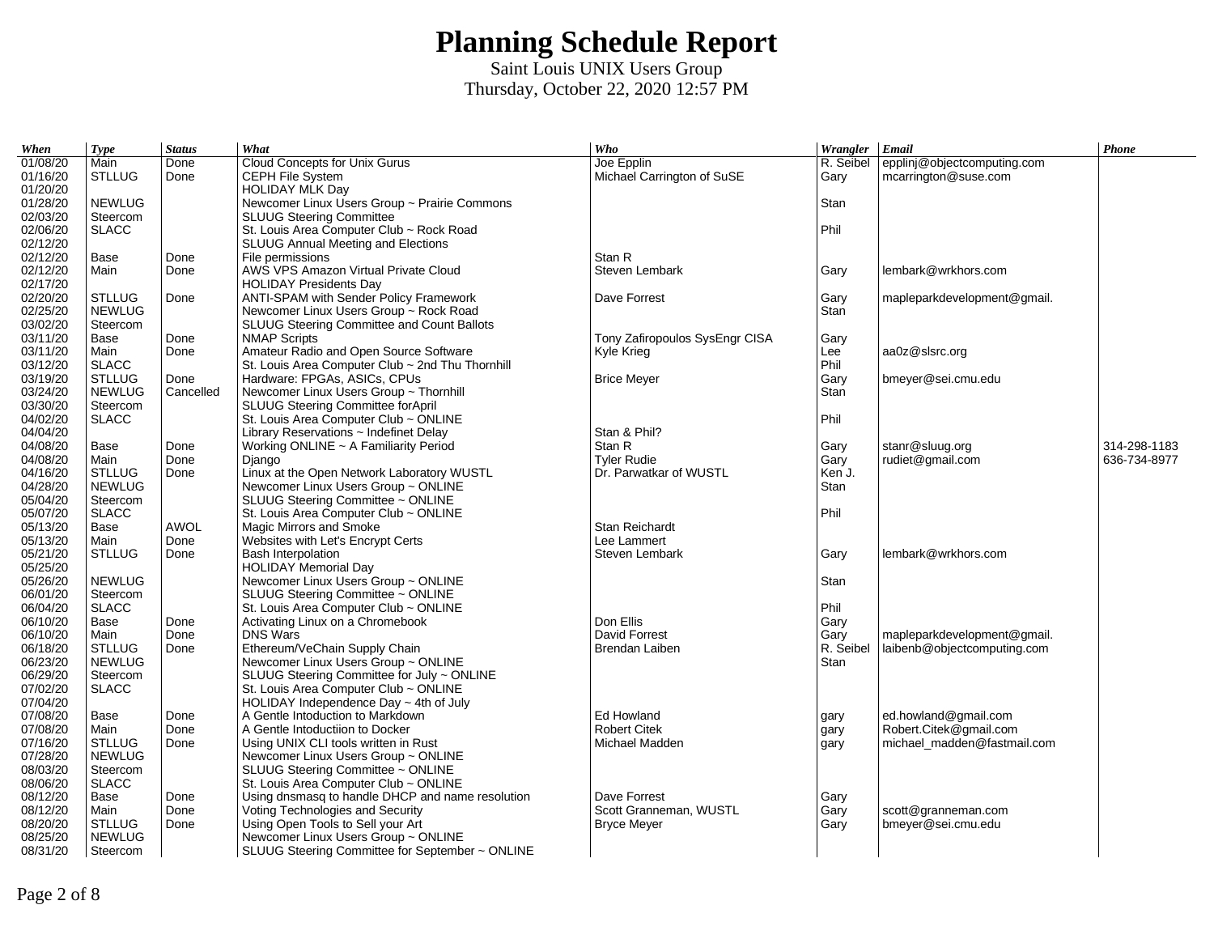# Planning Schedule Report

Saint Louis UNIX Users Group

Thursday, October 22, 2020 12:57 PM

| *When* | *Type* | *Status* | *What* | *Who* | *Wrangler* | *Email* | *Phone* |
|---|---|---|---|---|---|---|---|
| 01/08/20 | Main | Done | Cloud Concepts for Unix Gurus | Joe Epplin | R. Seibel | epplinj@objectcomputing.com | |
| 01/16/20 | STLLUG | Done | CEPH File System | Michael Carrington of SuSE | Gary | mcarrington@suse.com | |
| 01/20/20 | | | HOLIDAY MLK Day | | | | |
| 01/28/20 | NEWLUG | | Newcomer Linux Users Group ~ Prairie Commons | | Stan | | |
| 02/03/20 | Steercom | | SLUUG Steering Committee | | | | |
| 02/06/20 | SLACC | | St. Louis Area Computer Club ~ Rock Road | | Phil | | |
| 02/12/20 | | | SLUUG Annual Meeting and Elections | | | | |
| 02/12/20 | Base | Done | File permissions | Stan R | | | |
| 02/12/20 | Main | Done | AWS VPS Amazon Virtual Private Cloud | Steven Lembark | Gary | lembark@wrkhors.com | |
| 02/17/20 | | | HOLIDAY Presidents Day | | | | |
| 02/20/20 | STLLUG | Done | ANTI-SPAM with Sender Policy Framework | Dave Forrest | Gary | mapleparkdevelopment@gmail. | |
| 02/25/20 | NEWLUG | | Newcomer Linux Users Group ~ Rock Road | | Stan | | |
| 03/02/20 | Steercom | | SLUUG Steering Committee and Count Ballots | | | | |
| 03/11/20 | Base | Done | NMAP Scripts | Tony Zafiropoulos SysEngr CISA | Gary | | |
| 03/11/20 | Main | Done | Amateur Radio and Open Source Software | Kyle Krieg | Lee | aa0z@slsrc.org | |
| 03/12/20 | SLACC | | St. Louis Area Computer Club ~ 2nd Thu Thornhill | | Phil | | |
| 03/19/20 | STLLUG | Done | Hardware: FPGAs, ASICs, CPUs | Brice Meyer | Gary | bmeyer@sei.cmu.edu | |
| 03/24/20 | NEWLUG | Cancelled | Newcomer Linux Users Group ~ Thornhill | | Stan | | |
| 03/30/20 | Steercom | | SLUUG Steering Committee forApril | | | | |
| 04/02/20 | SLACC | | St. Louis Area Computer Club ~ ONLINE | | Phil | | |
| 04/04/20 | | | Library Reservations ~ Indefinet Delay | Stan & Phil? | | | |
| 04/08/20 | Base | Done | Working ONLINE ~ A Familiarity Period | Stan R | Gary | stanr@sluug.org | 314-298-1183 |
| 04/08/20 | Main | Done | Django | Tyler Rudie | Gary | rudiet@gmail.com | 636-734-8977 |
| 04/16/20 | STLLUG | Done | Linux at the Open Network Laboratory WUSTL | Dr. Parwatkar of WUSTL | Ken J. | | |
| 04/28/20 | NEWLUG | | Newcomer Linux Users Group ~ ONLINE | | Stan | | |
| 05/04/20 | Steercom | | SLUUG Steering Committee ~ ONLINE | | | | |
| 05/07/20 | SLACC | | St. Louis Area Computer Club ~ ONLINE | | Phil | | |
| 05/13/20 | Base | AWOL | Magic Mirrors and Smoke | Stan Reichardt | | | |
| 05/13/20 | Main | Done | Websites with Let's Encrypt Certs | Lee Lammert | | | |
| 05/21/20 | STLLUG | Done | Bash Interpolation | Steven Lembark | Gary | lembark@wrkhors.com | |
| 05/25/20 | | | HOLIDAY Memorial Day | | | | |
| 05/26/20 | NEWLUG | | Newcomer Linux Users Group ~ ONLINE | | Stan | | |
| 06/01/20 | Steercom | | SLUUG Steering Committee ~ ONLINE | | | | |
| 06/04/20 | SLACC | | St. Louis Area Computer Club ~ ONLINE | | Phil | | |
| 06/10/20 | Base | Done | Activating Linux on a Chromebook | Don Ellis | Gary | | |
| 06/10/20 | Main | Done | DNS Wars | David Forrest | Gary | mapleparkdevelopment@gmail. | |
| 06/18/20 | STLLUG | Done | Ethereum/VeChain Supply Chain | Brendan Laiben | R. Seibel | laibenb@objectcomputing.com | |
| 06/23/20 | NEWLUG | | Newcomer Linux Users Group ~ ONLINE | | Stan | | |
| 06/29/20 | Steercom | | SLUUG Steering Committee for July ~ ONLINE | | | | |
| 07/02/20 | SLACC | | St. Louis Area Computer Club ~ ONLINE | | | | |
| 07/04/20 | | | HOLIDAY Independence Day ~ 4th of July | | | | |
| 07/08/20 | Base | Done | A Gentle Intoduction to Markdown | Ed Howland | gary | ed.howland@gmail.com | |
| 07/08/20 | Main | Done | A Gentle Intoductiion to Docker | Robert Citek | gary | Robert.Citek@gmail.com | |
| 07/16/20 | STLLUG | Done | Using UNIX CLI tools written in Rust | Michael Madden | gary | michael_madden@fastmail.com | |
| 07/28/20 | NEWLUG | | Newcomer Linux Users Group ~ ONLINE | | | | |
| 08/03/20 | Steercom | | SLUUG Steering Committee ~ ONLINE | | | | |
| 08/06/20 | SLACC | | St. Louis Area Computer Club ~ ONLINE | | | | |
| 08/12/20 | Base | Done | Using dnsmasq to handle DHCP and name resolution | Dave Forrest | Gary | | |
| 08/12/20 | Main | Done | Voting Technologies and Security | Scott Granneman, WUSTL | Gary | scott@granneman.com | |
| 08/20/20 | STLLUG | Done | Using Open Tools to Sell your Art | Bryce Meyer | Gary | bmeyer@sei.cmu.edu | |
| 08/25/20 | NEWLUG | | Newcomer Linux Users Group ~ ONLINE | | | | |
| 08/31/20 | Steercom | | SLUUG Steering Committee for September ~ ONLINE | | | | |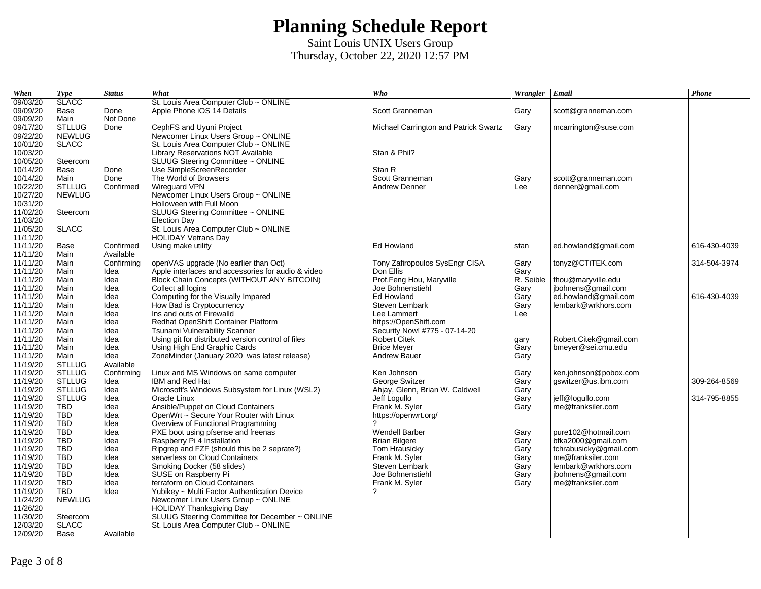# Planning Schedule Report

Saint Louis UNIX Users Group

Thursday, October 22, 2020 12:57 PM

| *When* | *Type* | *Status* | *What* | *Who* | *Wrangler* | *Email* | *Phone* |
|---|---|---|---|---|---|---|---|
| 09/03/20 | SLACC | | St. Louis Area Computer Club ~ ONLINE | | | | |
| 09/09/20 | Base | Done | Apple Phone iOS 14 Details | Scott Granneman | Gary | scott@granneman.com | |
| 09/09/20 | Main | Not Done | | | | | |
| 09/17/20 | STLLUG | Done | CephFS and Uyuni Project | Michael Carrington and Patrick Swartz | Gary | mcarrington@suse.com | |
| 09/22/20 | NEWLUG | | Newcomer Linux Users Group ~ ONLINE | | | | |
| 10/01/20 | SLACC | | St. Louis Area Computer Club ~ ONLINE | | | | |
| 10/03/20 | | | Library Reservations NOT Available | Stan & Phil? | | | |
| 10/05/20 | Steercom | | SLUUG Steering Committee ~ ONLINE | | | | |
| 10/14/20 | Base | Done | Use SimpleScreenRecorder | Stan R | | | |
| 10/14/20 | Main | Done | The World of Browsers | Scott Granneman | Gary | scott@granneman.com | |
| 10/22/20 | STLLUG | Confirmed | Wireguard VPN | Andrew Denner | Lee | denner@gmail.com | |
| 10/27/20 | NEWLUG | | Newcomer Linux Users Group ~ ONLINE | | | | |
| 10/31/20 | | | Holloween with Full Moon | | | | |
| 11/02/20 | Steercom | | SLUUG Steering Committee ~ ONLINE | | | | |
| 11/03/20 | | | Election Day | | | | |
| 11/05/20 | SLACC | | St. Louis Area Computer Club ~ ONLINE | | | | |
| 11/11/20 | | | HOLIDAY Vetrans Day | | | | |
| 11/11/20 | Base | Confirmed | Using make utility | Ed Howland | stan | ed.howland@gmail.com | 616-430-4039 |
| 11/11/20 | Main | Available | | | | | |
| 11/11/20 | Main | Confirming | openVAS upgrade (No earlier than Oct) | Tony Zafiropoulos SysEngr CISA | Gary | tonyz@CTiTEK.com | 314-504-3974 |
| 11/11/20 | Main | Idea | Apple interfaces and accessories for audio & video | Don Ellis | Gary | | |
| 11/11/20 | Main | Idea | Block Chain Concepts (WITHOUT ANY BITCOIN) | Prof.Feng Hou, Maryville | R. Seible | fhou@maryville.edu | |
| 11/11/20 | Main | Idea | Collect all logins | Joe Bohnenstiehl | Gary | jbohnens@gmail.com | |
| 11/11/20 | Main | Idea | Computing for the Visually Impared | Ed Howland | Gary | ed.howland@gmail.com | 616-430-4039 |
| 11/11/20 | Main | Idea | How Bad is Cryptocurrency | Steven Lembark | Gary | lembark@wrkhors.com | |
| 11/11/20 | Main | Idea | Ins and outs of Firewalld | Lee Lammert | Lee | | |
| 11/11/20 | Main | Idea | Redhat OpenShift Container Platform | https://OpenShift.com | | | |
| 11/11/20 | Main | Idea | Tsunami Vulnerability Scanner | Security Now! #775 - 07-14-20 | | | |
| 11/11/20 | Main | Idea | Using git for distributed version control of files | Robert Citek | gary | Robert.Citek@gmail.com | |
| 11/11/20 | Main | Idea | Using High End Graphic Cards | Brice Meyer | Gary | bmeyer@sei.cmu.edu | |
| 11/11/20 | Main | Idea | ZoneMinder (January 2020 was latest release) | Andrew Bauer | Gary | | |
| 11/19/20 | STLLUG | Available | | | | | |
| 11/19/20 | STLLUG | Confirming | Linux and MS Windows on same computer | Ken Johnson | Gary | ken.johnson@pobox.com | |
| 11/19/20 | STLLUG | Idea | IBM and Red Hat | George Switzer | Gary | gswitzer@us.ibm.com | 309-264-8569 |
| 11/19/20 | STLLUG | Idea | Microsoft's Windows Subsystem for Linux (WSL2) | Ahjay, Glenn, Brian W. Caldwell | Gary | | |
| 11/19/20 | STLLUG | Idea | Oracle Linux | Jeff Logullo | Gary | jeff@logullo.com | 314-795-8855 |
| 11/19/20 | TBD | Idea | Ansible/Puppet on Cloud Containers | Frank M. Syler | Gary | me@franksiler.com | |
| 11/19/20 | TBD | Idea | OpenWrt ~ Secure Your Router with Linux | https://openwrt.org/ | | | |
| 11/19/20 | TBD | Idea | Overview of Functional Programming | ? | | | |
| 11/19/20 | TBD | Idea | PXE boot using pfsense and freenas | Wendell Barber | Gary | pure102@hotmail.com | |
| 11/19/20 | TBD | Idea | Raspberry Pi 4 Installation | Brian Bilgere | Gary | bfka2000@gmail.com | |
| 11/19/20 | TBD | Idea | Ripgrep and FZF (should this be 2 seprate?) | Tom Hrausicky | Gary | tchrabusicky@gmail.com | |
| 11/19/20 | TBD | Idea | serverless on Cloud Containers | Frank M. Syler | Gary | me@franksiler.com | |
| 11/19/20 | TBD | Idea | Smoking Docker (58 slides) | Steven Lembark | Gary | lembark@wrkhors.com | |
| 11/19/20 | TBD | Idea | SUSE on Raspberry Pi | Joe Bohnenstiehl | Gary | jbohnens@gmail.com | |
| 11/19/20 | TBD | Idea | terraform on Cloud Containers | Frank M. Syler | Gary | me@franksiler.com | |
| 11/19/20 | TBD | Idea | Yubikey ~ Multi Factor Authentication Device | ? | | | |
| 11/24/20 | NEWLUG | | Newcomer Linux Users Group ~ ONLINE | | | | |
| 11/26/20 | | | HOLIDAY Thanksgiving Day | | | | |
| 11/30/20 | Steercom | | SLUUG Steering Committee for December ~ ONLINE | | | | |
| 12/03/20 | SLACC | | St. Louis Area Computer Club ~ ONLINE | | | | |
| 12/09/20 | Base | Available | | | | | |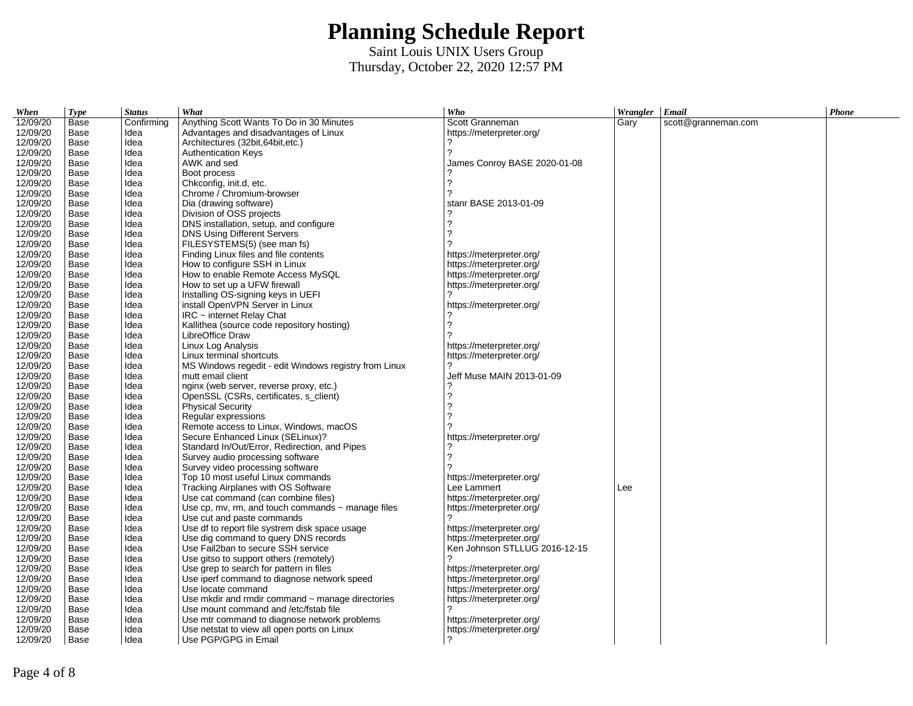# Planning Schedule Report

Saint Louis UNIX Users Group

Thursday, October 22, 2020 12:57 PM

| *When* | *Type* | *Status* | *What* | *Who* | *Wrangler* | *Email* | *Phone* |
|---|---|---|---|---|---|---|---|
| 12/09/20 | Base | Confirming | Anything Scott Wants To Do in 30 Minutes | Scott Granneman | Gary | scott@granneman.com | |
| 12/09/20 | Base | Idea | Advantages and disadvantages of Linux | https://meterpreter.org/ | | | |
| 12/09/20 | Base | Idea | Architectures (32bit,64bit,etc.) | ? | | | |
| 12/09/20 | Base | Idea | Authentication Keys | ? | | | |
| 12/09/20 | Base | Idea | AWK and sed | James Conroy BASE 2020-01-08 | | | |
| 12/09/20 | Base | Idea | Boot process | ? | | | |
| 12/09/20 | Base | Idea | Chkconfig, init.d, etc. | ? | | | |
| 12/09/20 | Base | Idea | Chrome / Chromium-browser | ? | | | |
| 12/09/20 | Base | Idea | Dia (drawing software) | stanr BASE 2013-01-09 | | | |
| 12/09/20 | Base | Idea | Division of OSS projects | ? | | | |
| 12/09/20 | Base | Idea | DNS installation, setup, and configure | ? | | | |
| 12/09/20 | Base | Idea | DNS Using Different Servers | ? | | | |
| 12/09/20 | Base | Idea | FILESYSTEMS(5) (see man fs) | ? | | | |
| 12/09/20 | Base | Idea | Finding Linux files and file contents | https://meterpreter.org/ | | | |
| 12/09/20 | Base | Idea | How to configure SSH in Linux | https://meterpreter.org/ | | | |
| 12/09/20 | Base | Idea | How to enable Remote Access MySQL | https://meterpreter.org/ | | | |
| 12/09/20 | Base | Idea | How to set up a UFW firewall | https://meterpreter.org/ | | | |
| 12/09/20 | Base | Idea | Installing OS-signing keys in UEFI | ? | | | |
| 12/09/20 | Base | Idea | install OpenVPN Server in Linux | https://meterpreter.org/ | | | |
| 12/09/20 | Base | Idea | IRC ~ internet Relay Chat | ? | | | |
| 12/09/20 | Base | Idea | Kallithea (source code repository hosting) | ? | | | |
| 12/09/20 | Base | Idea | LibreOffice Draw | ? | | | |
| 12/09/20 | Base | Idea | Linux Log Analysis | https://meterpreter.org/ | | | |
| 12/09/20 | Base | Idea | Linux terminal shortcuts | https://meterpreter.org/ | | | |
| 12/09/20 | Base | Idea | MS Windows regedit - edit Windows registry from Linux | ? | | | |
| 12/09/20 | Base | Idea | mutt email client | Jeff Muse MAIN 2013-01-09 | | | |
| 12/09/20 | Base | Idea | nginx (web server, reverse proxy, etc.) | ? | | | |
| 12/09/20 | Base | Idea | OpenSSL (CSRs, certificates, s_client) | ? | | | |
| 12/09/20 | Base | Idea | Physical Security | ? | | | |
| 12/09/20 | Base | Idea | Regular expressions | ? | | | |
| 12/09/20 | Base | Idea | Remote access to Linux, Windows, macOS | ? | | | |
| 12/09/20 | Base | Idea | Secure Enhanced Linux (SELinux)? | https://meterpreter.org/ | | | |
| 12/09/20 | Base | Idea | Standard In/Out/Error, Redirection, and Pipes | ? | | | |
| 12/09/20 | Base | Idea | Survey audio processing software | ? | | | |
| 12/09/20 | Base | Idea | Survey video processing software | ? | | | |
| 12/09/20 | Base | Idea | Top 10 most useful Linux commands | https://meterpreter.org/ | | | |
| 12/09/20 | Base | Idea | Tracking Airplanes with OS Software | Lee Lammert | Lee | | |
| 12/09/20 | Base | Idea | Use cat command (can combine files) | https://meterpreter.org/ | | | |
| 12/09/20 | Base | Idea | Use cp, mv, rm, and touch commands ~ manage files | https://meterpreter.org/ | | | |
| 12/09/20 | Base | Idea | Use cut and paste commands | ? | | | |
| 12/09/20 | Base | Idea | Use df to report file systrem disk space usage | https://meterpreter.org/ | | | |
| 12/09/20 | Base | Idea | Use dig command to query DNS records | https://meterpreter.org/ | | | |
| 12/09/20 | Base | Idea | Use Fail2ban to secure SSH service | Ken Johnson STLLUG 2016-12-15 | | | |
| 12/09/20 | Base | Idea | Use gitso to support others (remotely) | ? | | | |
| 12/09/20 | Base | Idea | Use grep to search for pattern in files | https://meterpreter.org/ | | | |
| 12/09/20 | Base | Idea | Use iperf command to diagnose network speed | https://meterpreter.org/ | | | |
| 12/09/20 | Base | Idea | Use locate command | https://meterpreter.org/ | | | |
| 12/09/20 | Base | Idea | Use mkdir and rmdir command ~ manage directories | https://meterpreter.org/ | | | |
| 12/09/20 | Base | Idea | Use mount command and /etc/fstab file | ? | | | |
| 12/09/20 | Base | Idea | Use mtr command to diagnose network problems | https://meterpreter.org/ | | | |
| 12/09/20 | Base | Idea | Use netstat to view all open ports on Linux | https://meterpreter.org/ | | | |
| 12/09/20 | Base | Idea | Use PGP/GPG in Email | ? | | | |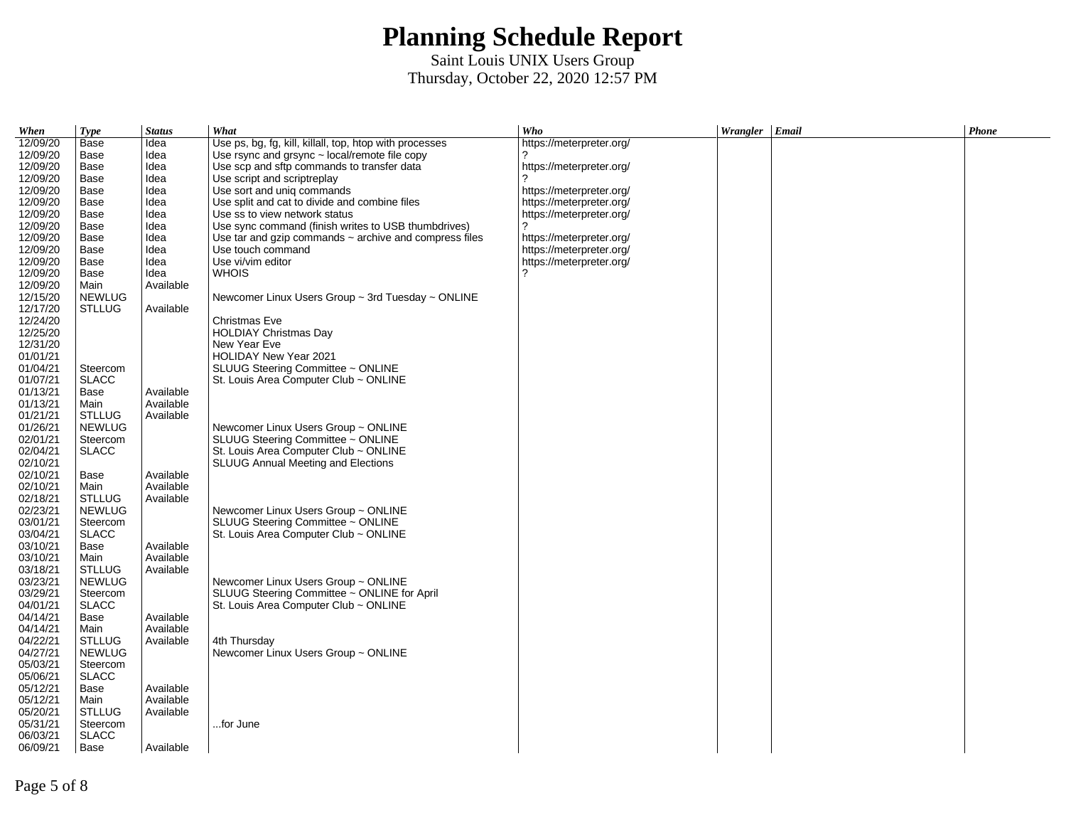# Planning Schedule Report

Saint Louis UNIX Users Group
Thursday, October 22, 2020 12:57 PM

| When | Type | Status | What | Who | Wrangler | Email | Phone |
|---|---|---|---|---|---|---|---|
| 12/09/20 | Base | Idea | Use ps, bg, fg, kill, killall, top, htop with processes | https://meterpreter.org/ | | | |
| 12/09/20 | Base | Idea | Use rsync and grsync ~ local/remote file copy | ? | | | |
| 12/09/20 | Base | Idea | Use scp and sftp commands to transfer data | https://meterpreter.org/ | | | |
| 12/09/20 | Base | Idea | Use script and scriptreplay | ? | | | |
| 12/09/20 | Base | Idea | Use sort and uniq commands | https://meterpreter.org/ | | | |
| 12/09/20 | Base | Idea | Use split and cat to divide and combine files | https://meterpreter.org/ | | | |
| 12/09/20 | Base | Idea | Use ss to view network status | https://meterpreter.org/ | | | |
| 12/09/20 | Base | Idea | Use sync command (finish writes to USB thumbdrives) | ? | | | |
| 12/09/20 | Base | Idea | Use tar and gzip commands ~ archive and compress files | https://meterpreter.org/ | | | |
| 12/09/20 | Base | Idea | Use touch command | https://meterpreter.org/ | | | |
| 12/09/20 | Base | Idea | Use vi/vim editor | https://meterpreter.org/ | | | |
| 12/09/20 | Base | Idea | WHOIS | ? | | | |
| 12/09/20 | Main | Available | | | | | |
| 12/15/20 | NEWLUG | | Newcomer Linux Users Group ~ 3rd Tuesday ~ ONLINE | | | | |
| 12/17/20 | STLLUG | Available | | | | | |
| 12/24/20 | | | Christmas Eve | | | | |
| 12/25/20 | | | HOLDIAY Christmas Day | | | | |
| 12/31/20 | | | New Year Eve | | | | |
| 01/01/21 | | | HOLIDAY New Year 2021 | | | | |
| 01/04/21 | Steercom | | SLUUG Steering Committee ~ ONLINE | | | | |
| 01/07/21 | SLACC | | St. Louis Area Computer Club ~ ONLINE | | | | |
| 01/13/21 | Base | Available | | | | | |
| 01/13/21 | Main | Available | | | | | |
| 01/21/21 | STLLUG | Available | | | | | |
| 01/26/21 | NEWLUG | | Newcomer Linux Users Group ~ ONLINE | | | | |
| 02/01/21 | Steercom | | SLUUG Steering Committee ~ ONLINE | | | | |
| 02/04/21 | SLACC | | St. Louis Area Computer Club ~ ONLINE | | | | |
| 02/10/21 | | | SLUUG Annual Meeting and Elections | | | | |
| 02/10/21 | Base | Available | | | | | |
| 02/10/21 | Main | Available | | | | | |
| 02/18/21 | STLLUG | Available | | | | | |
| 02/23/21 | NEWLUG | | Newcomer Linux Users Group ~ ONLINE | | | | |
| 03/01/21 | Steercom | | SLUUG Steering Committee ~ ONLINE | | | | |
| 03/04/21 | SLACC | | St. Louis Area Computer Club ~ ONLINE | | | | |
| 03/10/21 | Base | Available | | | | | |
| 03/10/21 | Main | Available | | | | | |
| 03/18/21 | STLLUG | Available | | | | | |
| 03/23/21 | NEWLUG | | Newcomer Linux Users Group ~ ONLINE | | | | |
| 03/29/21 | Steercom | | SLUUG Steering Committee ~ ONLINE for April | | | | |
| 04/01/21 | SLACC | | St. Louis Area Computer Club ~ ONLINE | | | | |
| 04/14/21 | Base | Available | | | | | |
| 04/14/21 | Main | Available | | | | | |
| 04/22/21 | STLLUG | Available | 4th Thursday | | | | |
| 04/27/21 | NEWLUG | | Newcomer Linux Users Group ~ ONLINE | | | | |
| 05/03/21 | Steercom | | | | | | |
| 05/06/21 | SLACC | | | | | | |
| 05/12/21 | Base | Available | | | | | |
| 05/12/21 | Main | Available | | | | | |
| 05/20/21 | STLLUG | Available | | | | | |
| 05/31/21 | Steercom | | ...for June | | | | |
| 06/03/21 | SLACC | | | | | | |
| 06/09/21 | Base | Available | | | | | |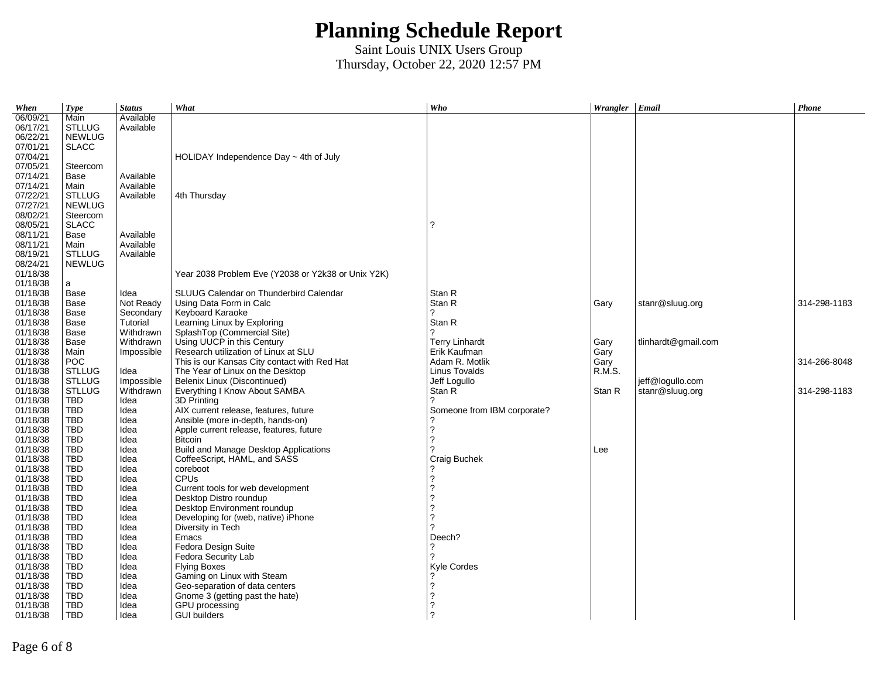# Planning Schedule Report

Saint Louis UNIX Users Group
Thursday, October 22, 2020 12:57 PM

| When | Type | Status | What | Who | Wrangler | Email | Phone |
|---|---|---|---|---|---|---|---|
| 06/09/21 | Main | Available | | | | | |
| 06/17/21 | STLLUG | Available | | | | | |
| 06/22/21 | NEWLUG | | | | | | |
| 07/01/21 | SLACC | | | | | | |
| 07/04/21 | | | HOLIDAY Independence Day ~ 4th of July | | | | |
| 07/05/21 | Steercom | | | | | | |
| 07/14/21 | Base | Available | | | | | |
| 07/14/21 | Main | Available | | | | | |
| 07/22/21 | STLLUG | Available | 4th Thursday | | | | |
| 07/27/21 | NEWLUG | | | | | | |
| 08/02/21 | Steercom | | | | | | |
| 08/05/21 | SLACC | | | ? | | | |
| 08/11/21 | Base | Available | | | | | |
| 08/11/21 | Main | Available | | | | | |
| 08/19/21 | STLLUG | Available | | | | | |
| 08/24/21 | NEWLUG | | | | | | |
| 01/18/38 | | | Year 2038 Problem Eve (Y2038 or Y2k38 or Unix Y2K) | | | | |
| 01/18/38 | a | | | | | | |
| 01/18/38 | Base | Idea | SLUUG Calendar on Thunderbird Calendar | Stan R | | | |
| 01/18/38 | Base | Not Ready | Using Data Form in Calc | Stan R | Gary | stanr@sluug.org | 314-298-1183 |
| 01/18/38 | Base | Secondary | Keyboard Karaoke | ? | | | |
| 01/18/38 | Base | Tutorial | Learning Linux by Exploring | Stan R | | | |
| 01/18/38 | Base | Withdrawn | SplashTop (Commercial Site) | ? | | | |
| 01/18/38 | Base | Withdrawn | Using UUCP in this Century | Terry Linhardt | Gary | tlinhardt@gmail.com | |
| 01/18/38 | Main | Impossible | Research utilization of Linux at SLU | Erik Kaufman | Gary | | |
| 01/18/38 | POC | | This is our Kansas City contact with Red Hat | Adam R. Motlik | Gary | | 314-266-8048 |
| 01/18/38 | STLLUG | Idea | The Year of Linux on the Desktop | Linus Tovalds | R.M.S. | | |
| 01/18/38 | STLLUG | Impossible | Belenix Linux (Discontinued) | Jeff Logullo | | jeff@logullo.com | |
| 01/18/38 | STLLUG | Withdrawn | Everything I Know About SAMBA | Stan R | Stan R | stanr@sluug.org | 314-298-1183 |
| 01/18/38 | TBD | Idea | 3D Printing | ? | | | |
| 01/18/38 | TBD | Idea | AIX current release, features, future | Someone from IBM corporate? | | | |
| 01/18/38 | TBD | Idea | Ansible (more in-depth, hands-on) | ? | | | |
| 01/18/38 | TBD | Idea | Apple current release, features, future | ? | | | |
| 01/18/38 | TBD | Idea | Bitcoin | ? | | | |
| 01/18/38 | TBD | Idea | Build and Manage Desktop Applications | ? | Lee | | |
| 01/18/38 | TBD | Idea | CoffeeScript, HAML, and SASS | Craig Buchek | | | |
| 01/18/38 | TBD | Idea | coreboot | ? | | | |
| 01/18/38 | TBD | Idea | CPUs | ? | | | |
| 01/18/38 | TBD | Idea | Current tools for web development | ? | | | |
| 01/18/38 | TBD | Idea | Desktop Distro roundup | ? | | | |
| 01/18/38 | TBD | Idea | Desktop Environment roundup | ? | | | |
| 01/18/38 | TBD | Idea | Developing for (web, native) iPhone | ? | | | |
| 01/18/38 | TBD | Idea | Diversity in Tech | ? | | | |
| 01/18/38 | TBD | Idea | Emacs | Deech? | | | |
| 01/18/38 | TBD | Idea | Fedora Design Suite | ? | | | |
| 01/18/38 | TBD | Idea | Fedora Security Lab | ? | | | |
| 01/18/38 | TBD | Idea | Flying Boxes | Kyle Cordes | | | |
| 01/18/38 | TBD | Idea | Gaming on Linux with Steam | ? | | | |
| 01/18/38 | TBD | Idea | Geo-separation of data centers | ? | | | |
| 01/18/38 | TBD | Idea | Gnome 3 (getting past the hate) | ? | | | |
| 01/18/38 | TBD | Idea | GPU processing | ? | | | |
| 01/18/38 | TBD | Idea | GUI builders | ? | | | |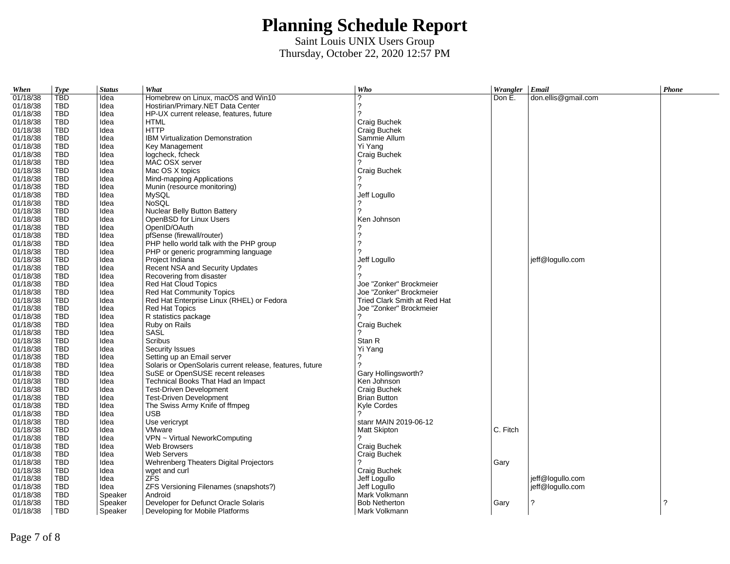# Planning Schedule Report

Saint Louis UNIX Users Group
Thursday, October 22, 2020 12:57 PM

| *When* | *Type* | *Status* | *What* | *Who* | *Wrangler* | *Email* | *Phone* |
|---|---|---|---|---|---|---|---|
| 01/18/38 | TBD | Idea | Homebrew on Linux, macOS and Win10 | ? | Don E. | don.ellis@gmail.com | |
| 01/18/38 | TBD | Idea | Hostirian/Primary.NET Data Center | ? | | | |
| 01/18/38 | TBD | Idea | HP-UX current release, features, future | ? | | | |
| 01/18/38 | TBD | Idea | HTML | Craig Buchek | | | |
| 01/18/38 | TBD | Idea | HTTP | Craig Buchek | | | |
| 01/18/38 | TBD | Idea | IBM Virtualization Demonstration | Sammie Allum | | | |
| 01/18/38 | TBD | Idea | Key Management | Yi Yang | | | |
| 01/18/38 | TBD | Idea | logcheck, fcheck | Craig Buchek | | | |
| 01/18/38 | TBD | Idea | MAC OSX server | ? | | | |
| 01/18/38 | TBD | Idea | Mac OS X topics | Craig Buchek | | | |
| 01/18/38 | TBD | Idea | Mind-mapping Applications | ? | | | |
| 01/18/38 | TBD | Idea | Munin (resource monitoring) | ? | | | |
| 01/18/38 | TBD | Idea | MySQL | Jeff Logullo | | | |
| 01/18/38 | TBD | Idea | NoSQL | ? | | | |
| 01/18/38 | TBD | Idea | Nuclear Belly Button Battery | ? | | | |
| 01/18/38 | TBD | Idea | OpenBSD for Linux Users | Ken Johnson | | | |
| 01/18/38 | TBD | Idea | OpenID/OAuth | ? | | | |
| 01/18/38 | TBD | Idea | pfSense (firewall/router) | ? | | | |
| 01/18/38 | TBD | Idea | PHP hello world talk with the PHP group | ? | | | |
| 01/18/38 | TBD | Idea | PHP or generic programming language | ? | | | |
| 01/18/38 | TBD | Idea | Project Indiana | Jeff Logullo | | jeff@logullo.com | |
| 01/18/38 | TBD | Idea | Recent NSA and Security Updates | ? | | | |
| 01/18/38 | TBD | Idea | Recovering from disaster | ? | | | |
| 01/18/38 | TBD | Idea | Red Hat Cloud Topics | Joe "Zonker" Brockmeier | | | |
| 01/18/38 | TBD | Idea | Red Hat Community Topics | Joe "Zonker" Brockmeier | | | |
| 01/18/38 | TBD | Idea | Red Hat Enterprise Linux (RHEL) or Fedora | Tried Clark Smith at Red Hat | | | |
| 01/18/38 | TBD | Idea | Red Hat Topics | Joe "Zonker" Brockmeier | | | |
| 01/18/38 | TBD | Idea | R statistics package | ? | | | |
| 01/18/38 | TBD | Idea | Ruby on Rails | Craig Buchek | | | |
| 01/18/38 | TBD | Idea | SASL | ? | | | |
| 01/18/38 | TBD | Idea | Scribus | Stan R | | | |
| 01/18/38 | TBD | Idea | Security Issues | Yi Yang | | | |
| 01/18/38 | TBD | Idea | Setting up an Email server | ? | | | |
| 01/18/38 | TBD | Idea | Solaris or OpenSolaris current release, features, future | ? | | | |
| 01/18/38 | TBD | Idea | SuSE or OpenSUSE recent releases | Gary Hollingsworth? | | | |
| 01/18/38 | TBD | Idea | Technical Books That Had an Impact | Ken Johnson | | | |
| 01/18/38 | TBD | Idea | Test-Driven Development | Craig Buchek | | | |
| 01/18/38 | TBD | Idea | Test-Driven Development | Brian Button | | | |
| 01/18/38 | TBD | Idea | The Swiss Army Knife of ffmpeg | Kyle Cordes | | | |
| 01/18/38 | TBD | Idea | USB | ? | | | |
| 01/18/38 | TBD | Idea | Use vericrypt | stanr MAIN 2019-06-12 | | | |
| 01/18/38 | TBD | Idea | VMware | Matt Skipton | C. Fitch | | |
| 01/18/38 | TBD | Idea | VPN ~ Virtual NeworkComputing | ? | | | |
| 01/18/38 | TBD | Idea | Web Browsers | Craig Buchek | | | |
| 01/18/38 | TBD | Idea | Web Servers | Craig Buchek | | | |
| 01/18/38 | TBD | Idea | Wehrenberg Theaters Digital Projectors | ? | Gary | | |
| 01/18/38 | TBD | Idea | wget and curl | Craig Buchek | | | |
| 01/18/38 | TBD | Idea | ZFS | Jeff Logullo | | jeff@logullo.com | |
| 01/18/38 | TBD | Idea | ZFS Versioning Filenames (snapshots?) | Jeff Logullo | | jeff@logullo.com | |
| 01/18/38 | TBD | Speaker | Android | Mark Volkmann | | | |
| 01/18/38 | TBD | Speaker | Developer for Defunct Oracle Solaris | Bob Netherton | Gary | ? | ? |
| 01/18/38 | TBD | Speaker | Developing for Mobile Platforms | Mark Volkmann | | | |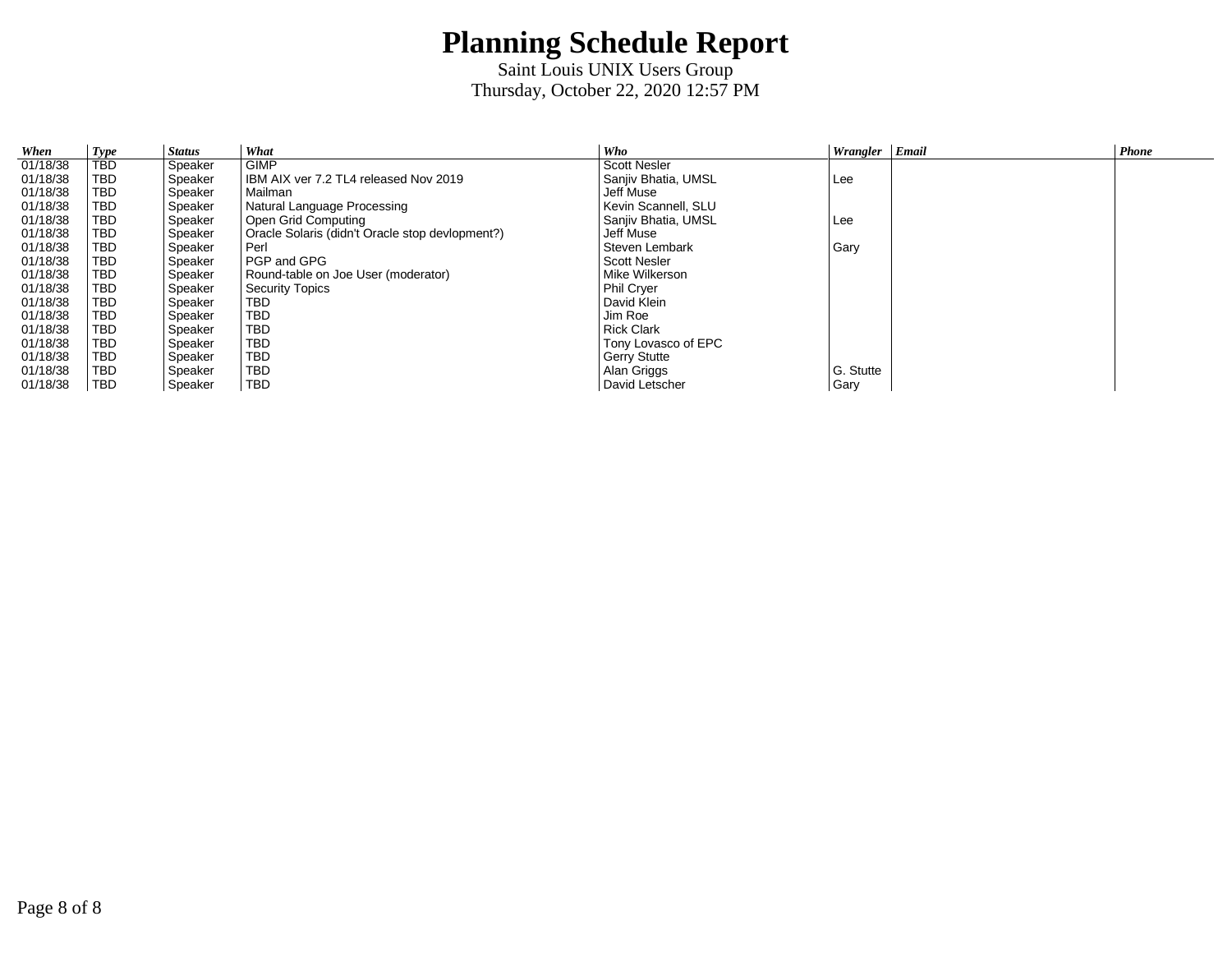# Planning Schedule Report

Saint Louis UNIX Users Group

Thursday, October 22, 2020 12:57 PM

| *When* | *Type* | *Status* | *What* | *Who* | *Wrangler* | *Email* | *Phone* |
|---|---|---|---|---|---|---|---|
| 01/18/38 | TBD | Speaker | GIMP | Scott Nesler | | | |
| 01/18/38 | TBD | Speaker | IBM AIX ver 7.2 TL4 released Nov 2019 | Sanjiv Bhatia, UMSL | Lee | | |
| 01/18/38 | TBD | Speaker | Mailman | Jeff Muse | | | |
| 01/18/38 | TBD | Speaker | Natural Language Processing | Kevin Scannell, SLU | | | |
| 01/18/38 | TBD | Speaker | Open Grid Computing | Sanjiv Bhatia, UMSL | Lee | | |
| 01/18/38 | TBD | Speaker | Oracle Solaris (didn't Oracle stop devlopment?) | Jeff Muse | | | |
| 01/18/38 | TBD | Speaker | Perl | Steven Lembark | Gary | | |
| 01/18/38 | TBD | Speaker | PGP and GPG | Scott Nesler | | | |
| 01/18/38 | TBD | Speaker | Round-table on Joe User (moderator) | Mike Wilkerson | | | |
| 01/18/38 | TBD | Speaker | Security Topics | Phil Cryer | | | |
| 01/18/38 | TBD | Speaker | TBD | David Klein | | | |
| 01/18/38 | TBD | Speaker | TBD | Jim Roe | | | |
| 01/18/38 | TBD | Speaker | TBD | Rick Clark | | | |
| 01/18/38 | TBD | Speaker | TBD | Tony Lovasco of EPC | | | |
| 01/18/38 | TBD | Speaker | TBD | Gerry Stutte | | | |
| 01/18/38 | TBD | Speaker | TBD | Alan Griggs | G. Stutte | | |
| 01/18/38 | TBD | Speaker | TBD | David Letscher | Gary | | |